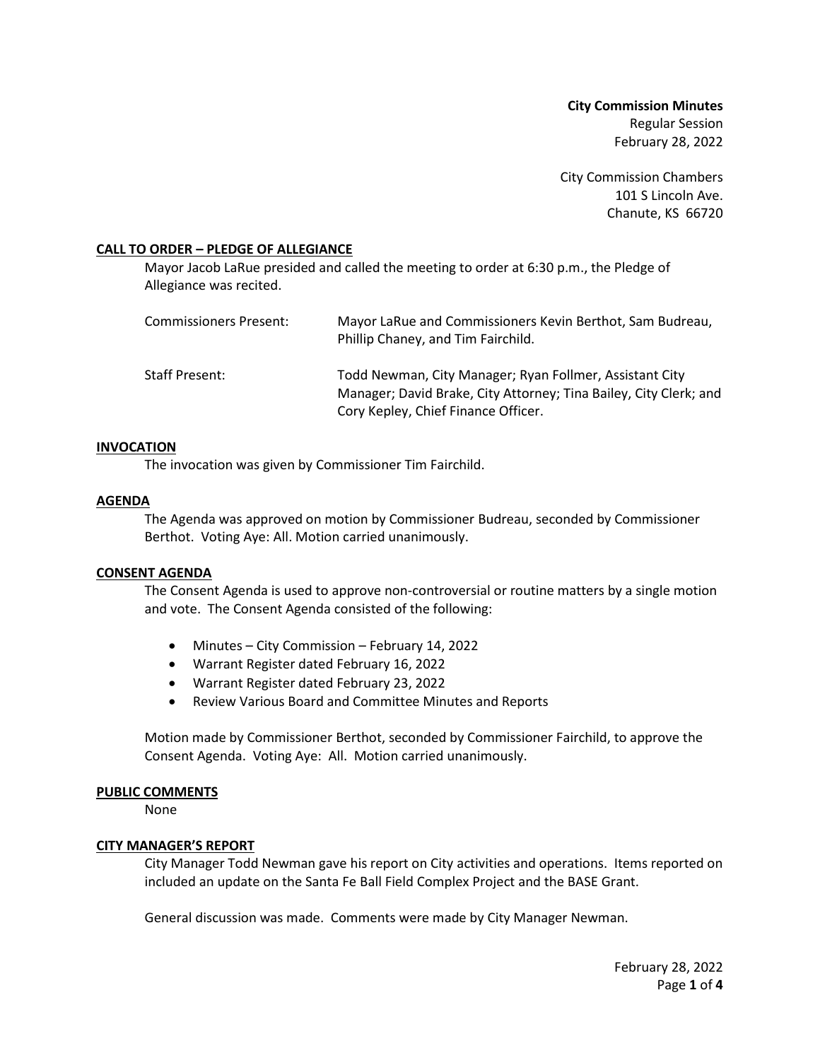**City Commission Minutes**
Regular Session
February 28, 2022

City Commission Chambers
101 S Lincoln Ave.
Chanute, KS 66720

## CALL TO ORDER – PLEDGE OF ALLEGIANCE

Mayor Jacob LaRue presided and called the meeting to order at 6:30 p.m., the Pledge of Allegiance was recited.

| | |
|---|---|
| Commissioners Present: | Mayor LaRue and Commissioners Kevin Berthot, Sam Budreau, Phillip Chaney, and Tim Fairchild. |
| Staff Present: | Todd Newman, City Manager; Ryan Follmer, Assistant City Manager; David Brake, City Attorney; Tina Bailey, City Clerk; and Cory Kepley, Chief Finance Officer. |

## INVOCATION

The invocation was given by Commissioner Tim Fairchild.

## AGENDA

The Agenda was approved on motion by Commissioner Budreau, seconded by Commissioner Berthot. Voting Aye: All. Motion carried unanimously.

## CONSENT AGENDA

The Consent Agenda is used to approve non-controversial or routine matters by a single motion and vote. The Consent Agenda consisted of the following:

- Minutes – City Commission – February 14, 2022
- Warrant Register dated February 16, 2022
- Warrant Register dated February 23, 2022
- Review Various Board and Committee Minutes and Reports

Motion made by Commissioner Berthot, seconded by Commissioner Fairchild, to approve the Consent Agenda. Voting Aye: All. Motion carried unanimously.

## PUBLIC COMMENTS

None

## CITY MANAGER'S REPORT

City Manager Todd Newman gave his report on City activities and operations. Items reported on included an update on the Santa Fe Ball Field Complex Project and the BASE Grant.

General discussion was made. Comments were made by City Manager Newman.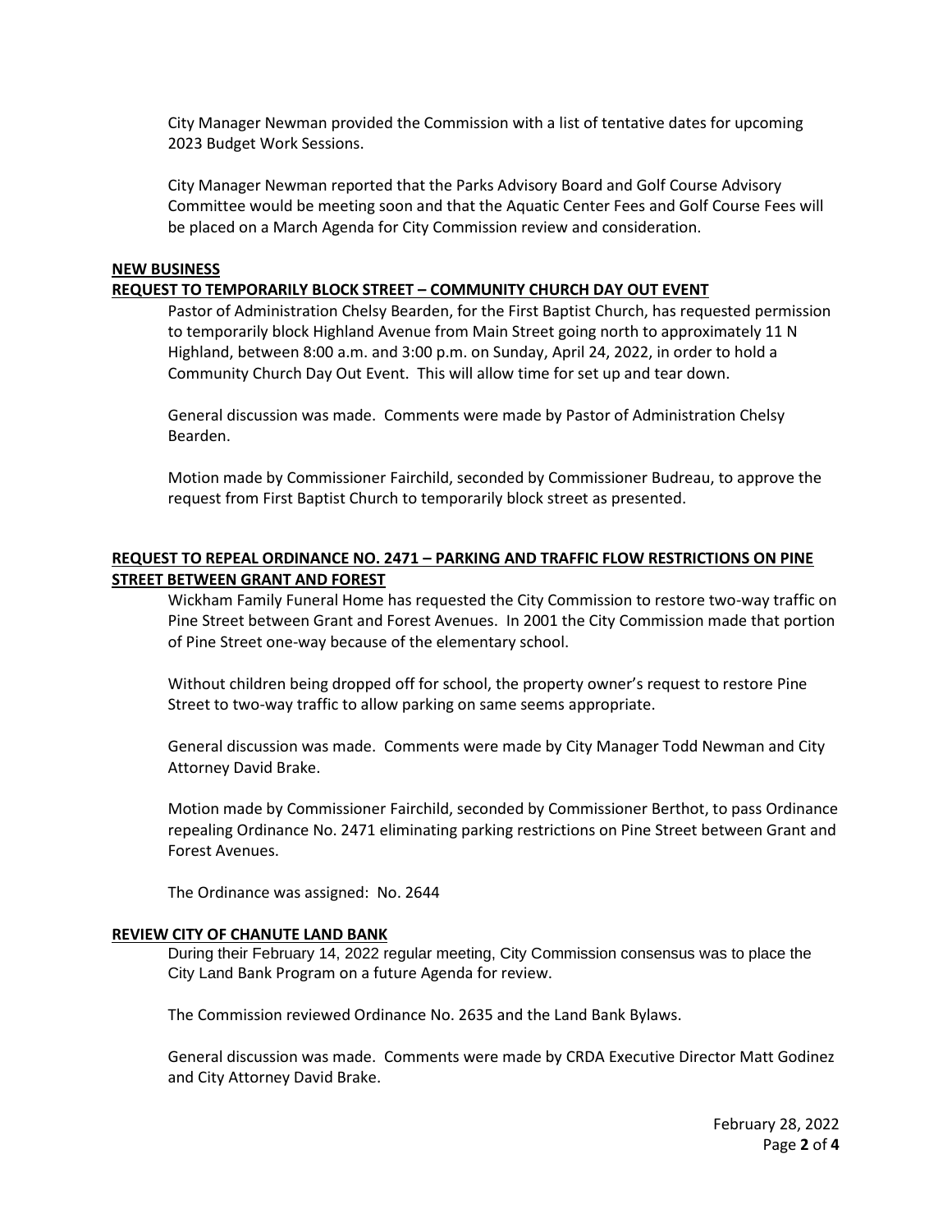City Manager Newman provided the Commission with a list of tentative dates for upcoming 2023 Budget Work Sessions.

City Manager Newman reported that the Parks Advisory Board and Golf Course Advisory Committee would be meeting soon and that the Aquatic Center Fees and Golf Course Fees will be placed on a March Agenda for City Commission review and consideration.

## NEW BUSINESS

### REQUEST TO TEMPORARILY BLOCK STREET – COMMUNITY CHURCH DAY OUT EVENT

Pastor of Administration Chelsy Bearden, for the First Baptist Church, has requested permission to temporarily block Highland Avenue from Main Street going north to approximately 11 N Highland, between 8:00 a.m. and 3:00 p.m. on Sunday, April 24, 2022, in order to hold a Community Church Day Out Event. This will allow time for set up and tear down.

General discussion was made. Comments were made by Pastor of Administration Chelsy Bearden.

Motion made by Commissioner Fairchild, seconded by Commissioner Budreau, to approve the request from First Baptist Church to temporarily block street as presented.

### REQUEST TO REPEAL ORDINANCE NO. 2471 – PARKING AND TRAFFIC FLOW RESTRICTIONS ON PINE STREET BETWEEN GRANT AND FOREST

Wickham Family Funeral Home has requested the City Commission to restore two-way traffic on Pine Street between Grant and Forest Avenues. In 2001 the City Commission made that portion of Pine Street one-way because of the elementary school.

Without children being dropped off for school, the property owner's request to restore Pine Street to two-way traffic to allow parking on same seems appropriate.

General discussion was made. Comments were made by City Manager Todd Newman and City Attorney David Brake.

Motion made by Commissioner Fairchild, seconded by Commissioner Berthot, to pass Ordinance repealing Ordinance No. 2471 eliminating parking restrictions on Pine Street between Grant and Forest Avenues.

The Ordinance was assigned: No. 2644

### REVIEW CITY OF CHANUTE LAND BANK

During their February 14, 2022 regular meeting, City Commission consensus was to place the City Land Bank Program on a future Agenda for review.

The Commission reviewed Ordinance No. 2635 and the Land Bank Bylaws.

General discussion was made. Comments were made by CRDA Executive Director Matt Godinez and City Attorney David Brake.

February 28, 2022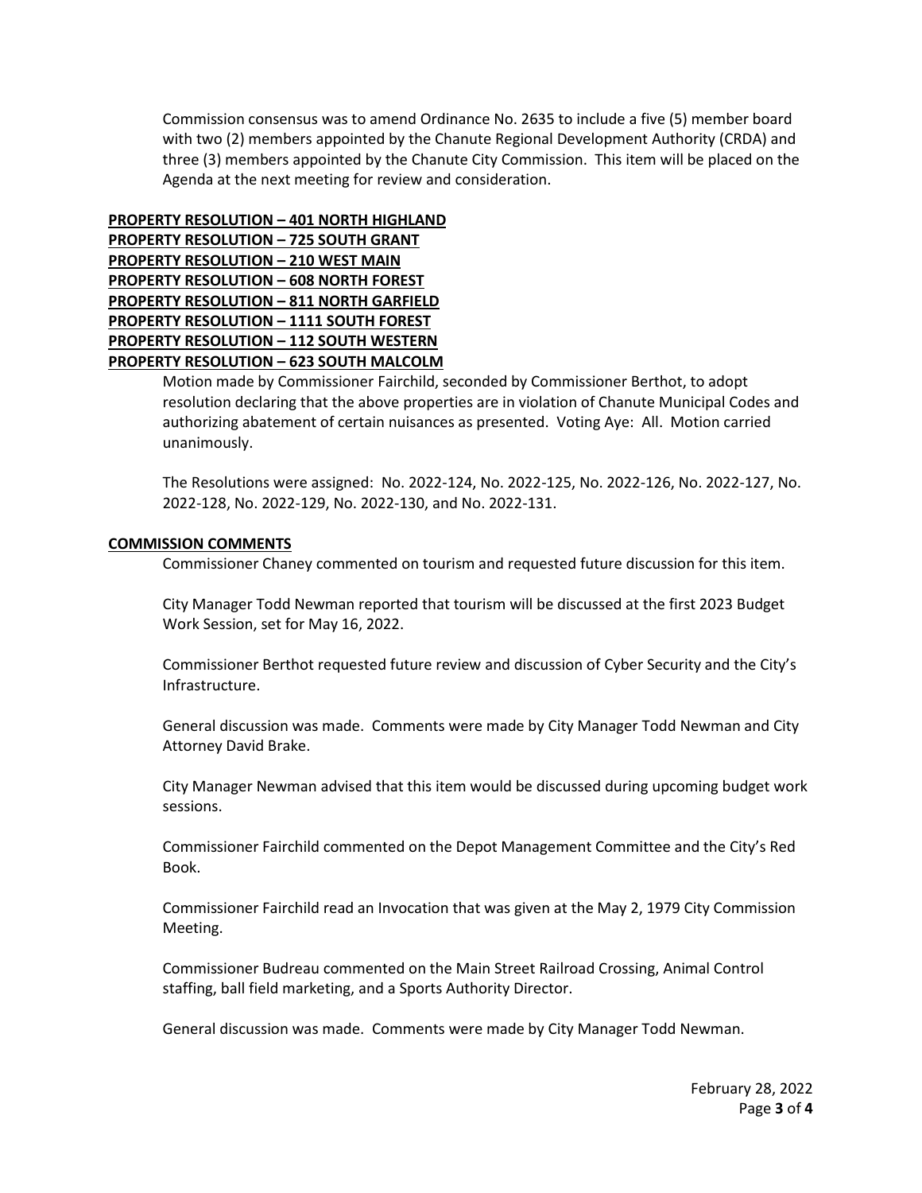Commission consensus was to amend Ordinance No. 2635 to include a five (5) member board with two (2) members appointed by the Chanute Regional Development Authority (CRDA) and three (3) members appointed by the Chanute City Commission. This item will be placed on the Agenda at the next meeting for review and consideration.

**PROPERTY RESOLUTION – 401 NORTH HIGHLAND**
**PROPERTY RESOLUTION – 725 SOUTH GRANT**
**PROPERTY RESOLUTION – 210 WEST MAIN**
**PROPERTY RESOLUTION – 608 NORTH FOREST**
**PROPERTY RESOLUTION – 811 NORTH GARFIELD**
**PROPERTY RESOLUTION – 1111 SOUTH FOREST**
**PROPERTY RESOLUTION – 112 SOUTH WESTERN**
**PROPERTY RESOLUTION – 623 SOUTH MALCOLM**

Motion made by Commissioner Fairchild, seconded by Commissioner Berthot, to adopt resolution declaring that the above properties are in violation of Chanute Municipal Codes and authorizing abatement of certain nuisances as presented. Voting Aye: All. Motion carried unanimously.

The Resolutions were assigned: No. 2022-124, No. 2022-125, No. 2022-126, No. 2022-127, No. 2022-128, No. 2022-129, No. 2022-130, and No. 2022-131.

**COMMISSION COMMENTS**

Commissioner Chaney commented on tourism and requested future discussion for this item.

City Manager Todd Newman reported that tourism will be discussed at the first 2023 Budget Work Session, set for May 16, 2022.

Commissioner Berthot requested future review and discussion of Cyber Security and the City's Infrastructure.

General discussion was made. Comments were made by City Manager Todd Newman and City Attorney David Brake.

City Manager Newman advised that this item would be discussed during upcoming budget work sessions.

Commissioner Fairchild commented on the Depot Management Committee and the City's Red Book.

Commissioner Fairchild read an Invocation that was given at the May 2, 1979 City Commission Meeting.

Commissioner Budreau commented on the Main Street Railroad Crossing, Animal Control staffing, ball field marketing, and a Sports Authority Director.

General discussion was made. Comments were made by City Manager Todd Newman.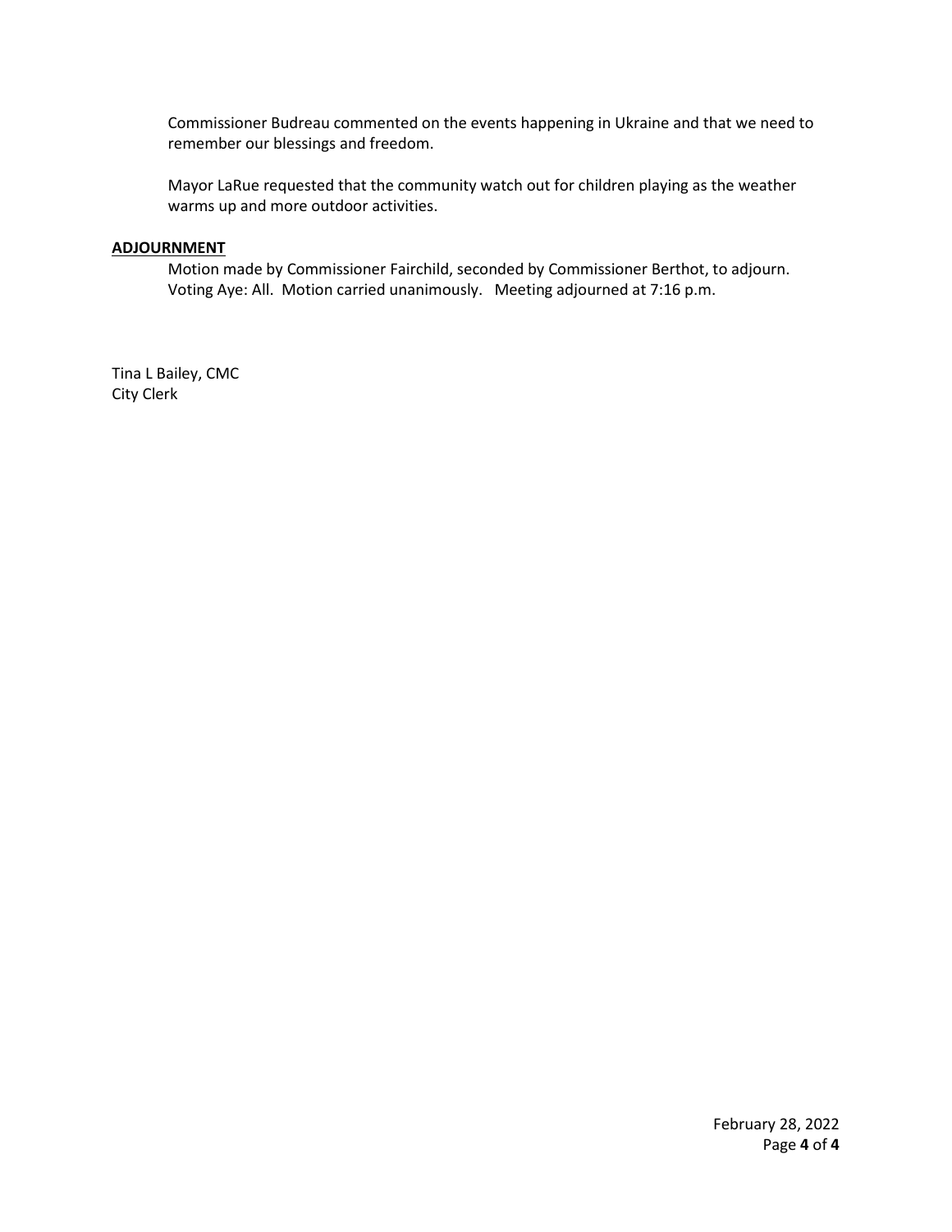Commissioner Budreau commented on the events happening in Ukraine and that we need to remember our blessings and freedom.

Mayor LaRue requested that the community watch out for children playing as the weather warms up and more outdoor activities.

**ADJOURNMENT**

Motion made by Commissioner Fairchild, seconded by Commissioner Berthot, to adjourn. Voting Aye: All. Motion carried unanimously. Meeting adjourned at 7:16 p.m.

Tina L Bailey, CMC
City Clerk